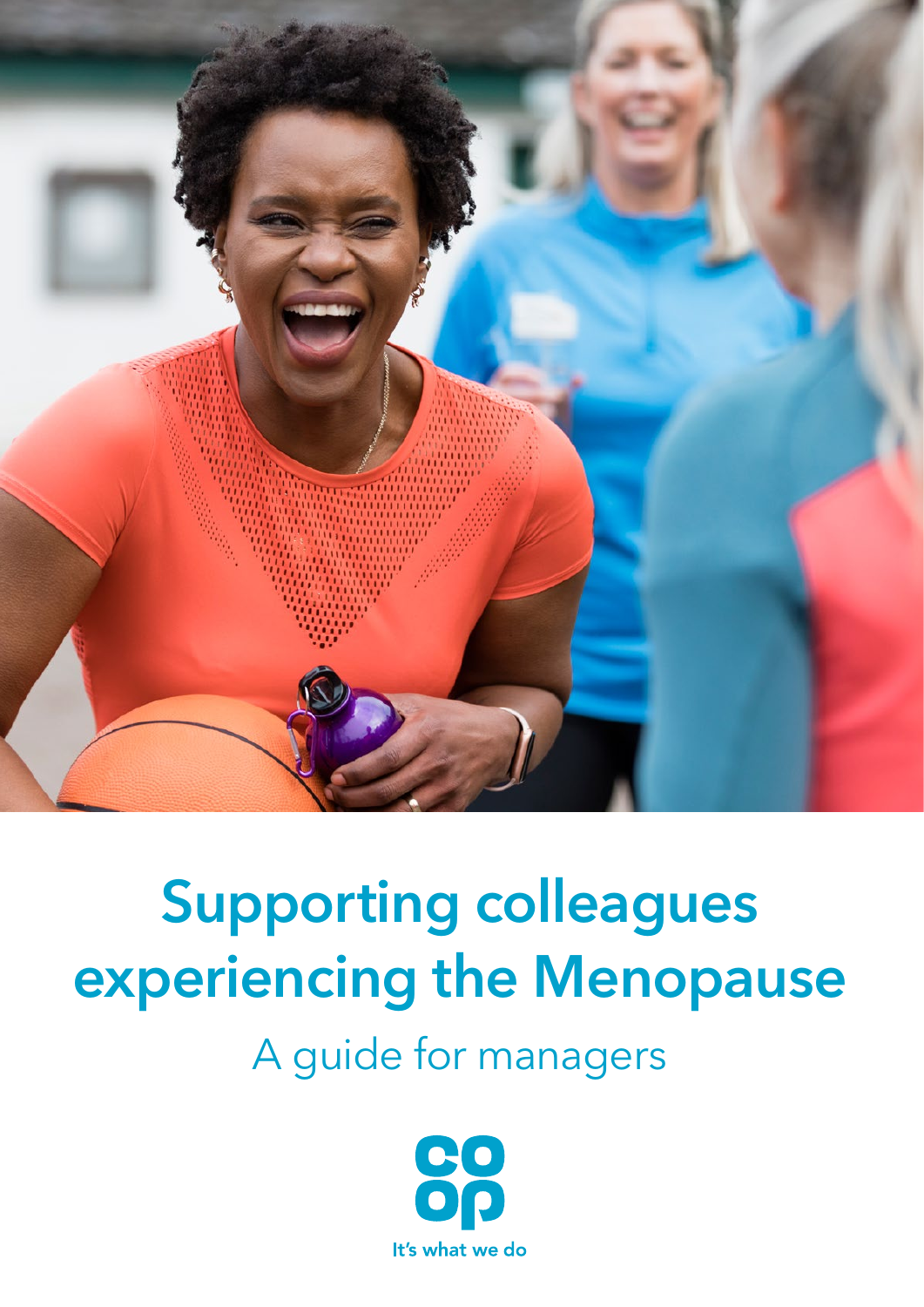# Supporting colleagues experiencing the Menopause

## A guide for managers

It's what we do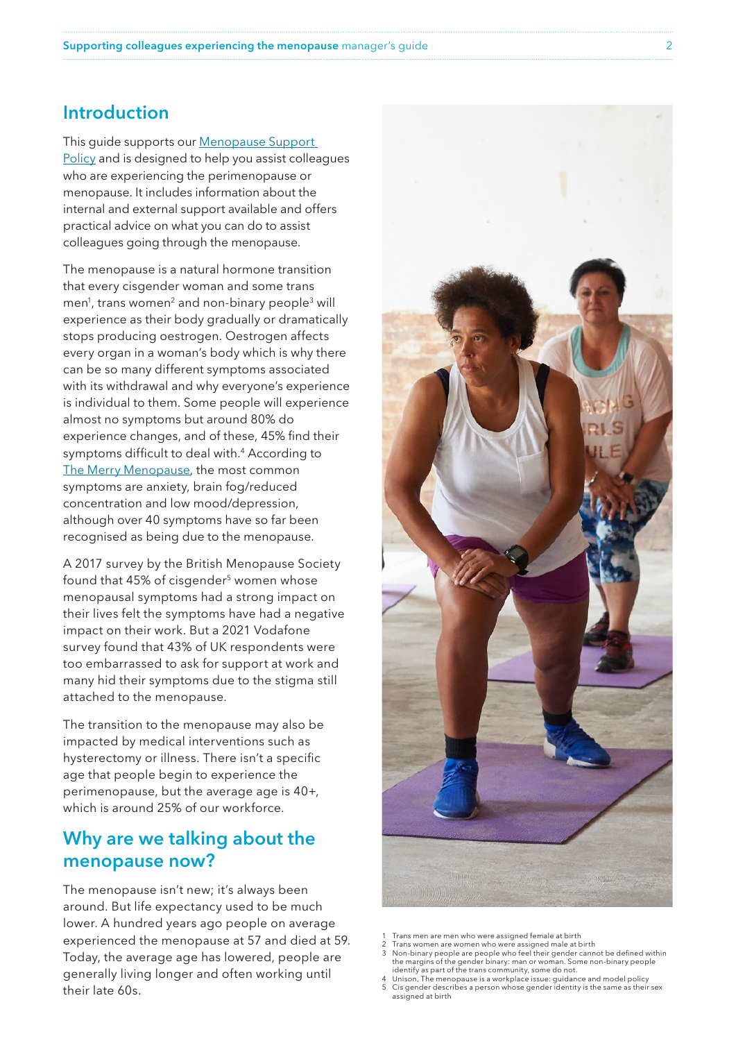## Introduction

This guide supports our Menopause Support Policy and is designed to help you assist colleagues who are experiencing the perimenopause or menopause. It includes information about the internal and external support available and offers practical advice on what you can do to assist colleagues going through the menopause.

The menopause is a natural hormone transition that every cisgender woman and some trans men[1], trans women[2] and non-binary people[3] will experience as their body gradually or dramatically stops producing oestrogen. Oestrogen affects every organ in a woman's body which is why there can be so many different symptoms associated with its withdrawal and why everyone's experience is individual to them. Some people will experience almost no symptoms but around 80% do experience changes, and of these, 45% find their symptoms difficult to deal with.[4] According to The Merry Menopause, the most common symptoms are anxiety, brain fog/reduced concentration and low mood/depression, although over 40 symptoms have so far been recognised as being due to the menopause.

A 2017 survey by the British Menopause Society found that 45% of cisgender[5] women whose menopausal symptoms had a strong impact on their lives felt the symptoms have had a negative impact on their work. But a 2021 Vodafone survey found that 43% of UK respondents were too embarrassed to ask for support at work and many hid their symptoms due to the stigma still attached to the menopause.

The transition to the menopause may also be impacted by medical interventions such as hysterectomy or illness. There isn't a specific age that people begin to experience the perimenopause, but the average age is 40+, which is around 25% of our workforce.

## Why are we talking about the menopause now?

The menopause isn't new; it's always been around. But life expectancy used to be much lower. A hundred years ago people on average experienced the menopause at 57 and died at 59. Today, the average age has lowered, people are generally living longer and often working until their late 60s.

1 Trans men are men who were assigned female at birth
2 Trans women are women who were assigned male at birth
3 Non-binary people are people who feel their gender cannot be defined within the margins of the gender binary: man or woman. Some non-binary people identify as part of the trans community, some do not.
4 Unison, The menopause is a workplace issue: guidance and model policy
5 Cis gender describes a person whose gender identity is the same as their sex assigned at birth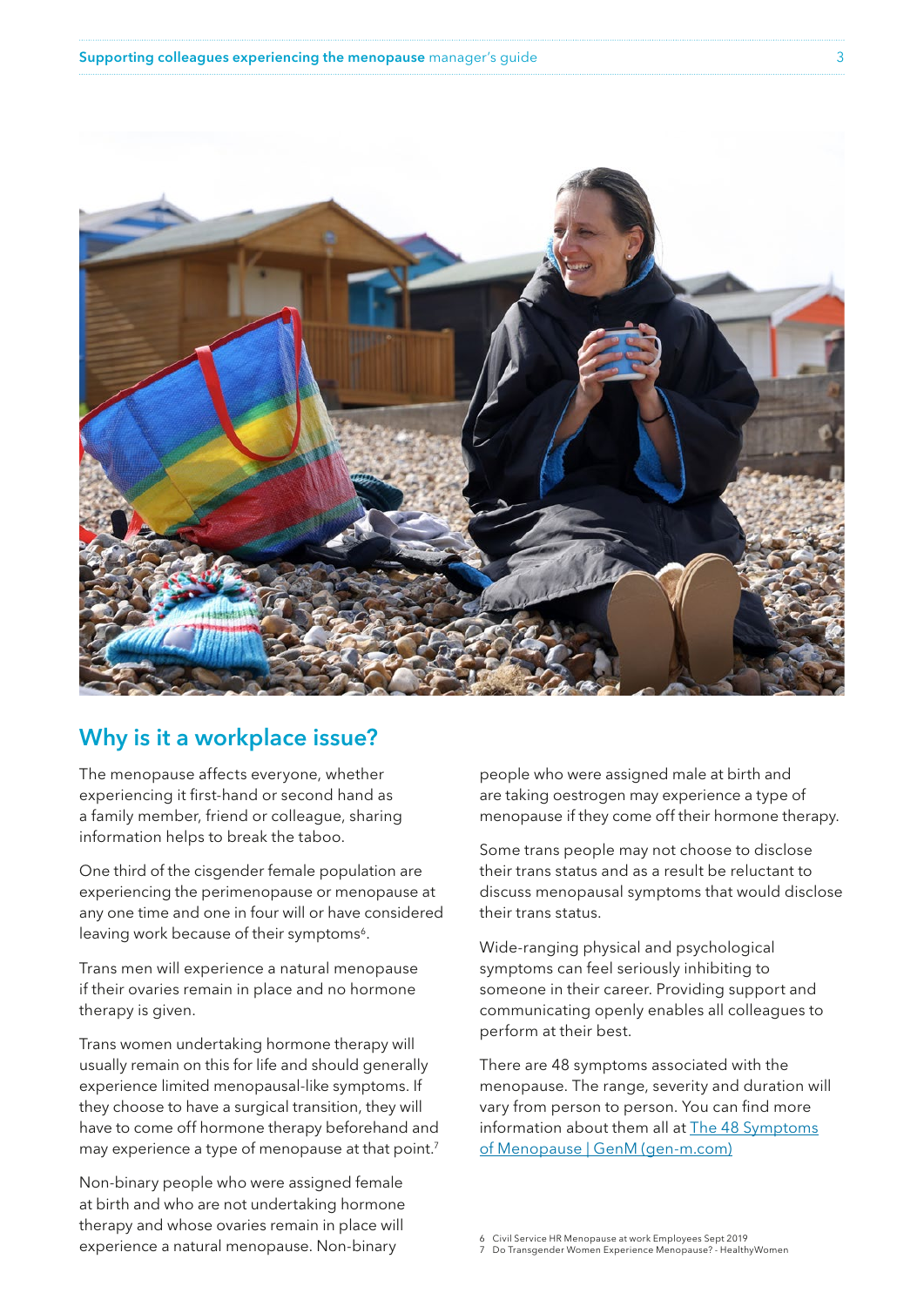## Why is it a workplace issue?

The menopause affects everyone, whether experiencing it first-hand or second hand as a family member, friend or colleague, sharing information helps to break the taboo.

One third of the cisgender female population are experiencing the perimenopause or menopause at any one time and one in four will or have considered leaving work because of their symptoms[6].

Trans men will experience a natural menopause if their ovaries remain in place and no hormone therapy is given.

Trans women undertaking hormone therapy will usually remain on this for life and should generally experience limited menopausal-like symptoms. If they choose to have a surgical transition, they will have to come off hormone therapy beforehand and may experience a type of menopause at that point.[7]

Non-binary people who were assigned female at birth and who are not undertaking hormone therapy and whose ovaries remain in place will experience a natural menopause. Non-binary people who were assigned male at birth and are taking oestrogen may experience a type of menopause if they come off their hormone therapy.

Some trans people may not choose to disclose their trans status and as a result be reluctant to discuss menopausal symptoms that would disclose their trans status.

Wide-ranging physical and psychological symptoms can feel seriously inhibiting to someone in their career. Providing support and communicating openly enables all colleagues to perform at their best.

There are 48 symptoms associated with the menopause. The range, severity and duration will vary from person to person. You can find more information about them all at [The 48 Symptoms of Menopause | GenM (gen-m.com)](gen-m.com)

6 Civil Service HR Menopause at work Employees Sept 2019
7 Do Transgender Women Experience Menopause? - HealthyWomen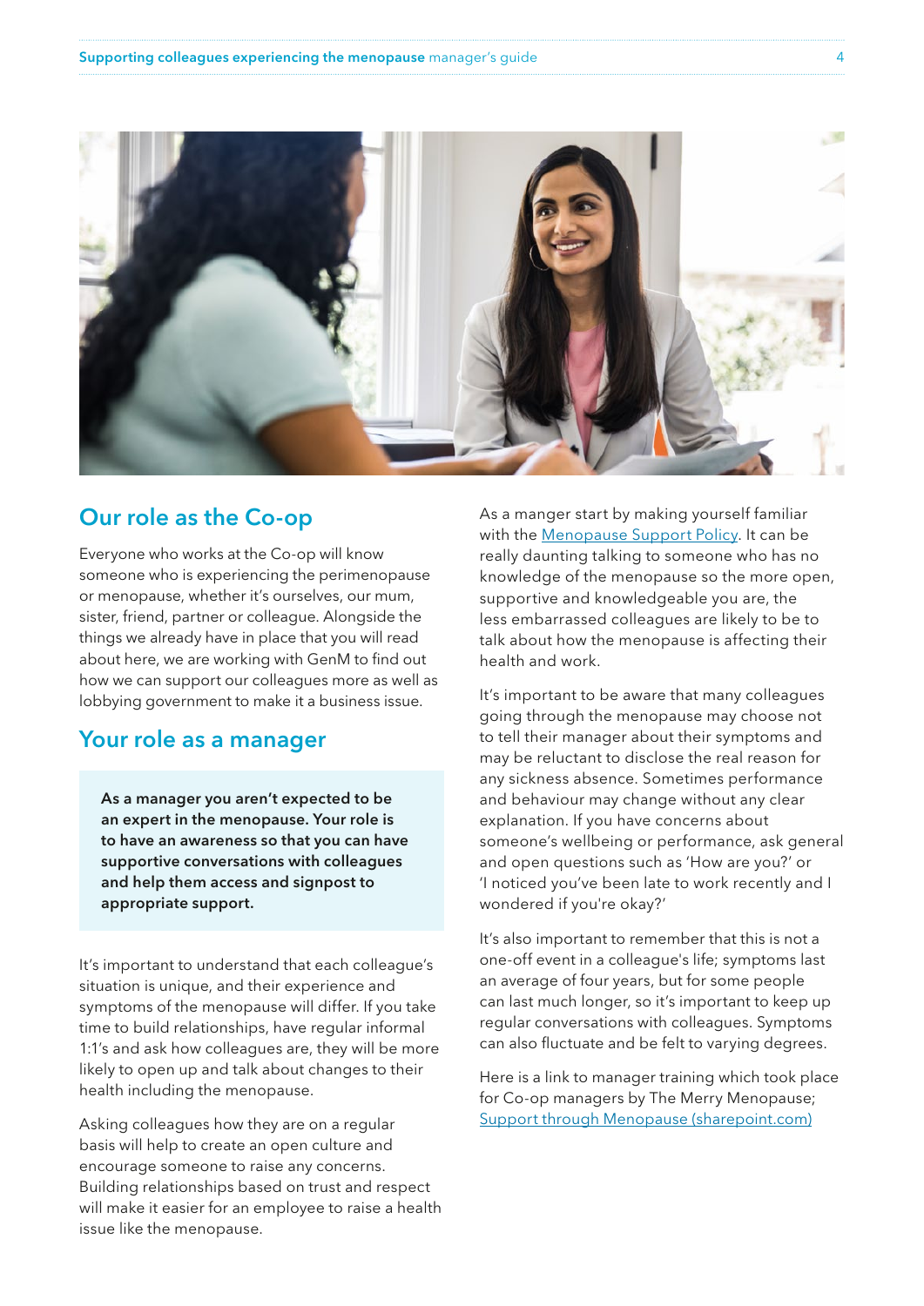## Our role as the Co-op

Everyone who works at the Co-op will know someone who is experiencing the perimenopause or menopause, whether it's ourselves, our mum, sister, friend, partner or colleague. Alongside the things we already have in place that you will read about here, we are working with GenM to find out how we can support our colleagues more as well as lobbying government to make it a business issue.

## Your role as a manager

**As a manager you aren't expected to be an expert in the menopause. Your role is to have an awareness so that you can have supportive conversations with colleagues and help them access and signpost to appropriate support.**

It's important to understand that each colleague's situation is unique, and their experience and symptoms of the menopause will differ. If you take time to build relationships, have regular informal 1:1's and ask how colleagues are, they will be more likely to open up and talk about changes to their health including the menopause.

Asking colleagues how they are on a regular basis will help to create an open culture and encourage someone to raise any concerns. Building relationships based on trust and respect will make it easier for an employee to raise a health issue like the menopause.

As a manger start by making yourself familiar with the [Menopause Support Policy](). It can be really daunting talking to someone who has no knowledge of the menopause so the more open, supportive and knowledgeable you are, the less embarrassed colleagues are likely to be to talk about how the menopause is affecting their health and work.

It's important to be aware that many colleagues going through the menopause may choose not to tell their manager about their symptoms and may be reluctant to disclose the real reason for any sickness absence. Sometimes performance and behaviour may change without any clear explanation. If you have concerns about someone's wellbeing or performance, ask general and open questions such as 'How are you?' or 'I noticed you've been late to work recently and I wondered if you're okay?'

It's also important to remember that this is not a one-off event in a colleague's life; symptoms last an average of four years, but for some people can last much longer, so it's important to keep up regular conversations with colleagues. Symptoms can also fluctuate and be felt to varying degrees.

Here is a link to manager training which took place for Co-op managers by The Merry Menopause; [Support through Menopause (sharepoint.com)]()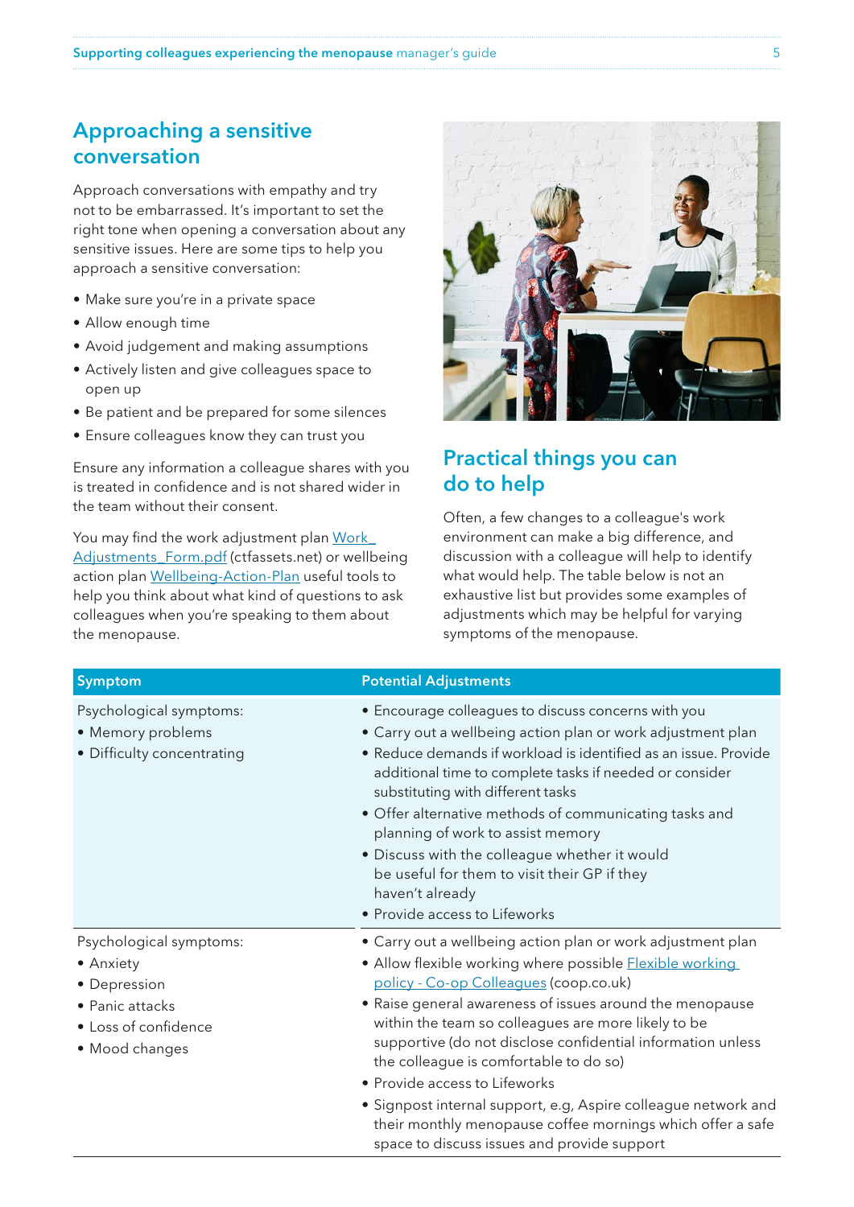## Approaching a sensitive conversation

Approach conversations with empathy and try not to be embarrassed. It's important to set the right tone when opening a conversation about any sensitive issues. Here are some tips to help you approach a sensitive conversation:

- Make sure you're in a private space
- Allow enough time
- Avoid judgement and making assumptions
- Actively listen and give colleagues space to open up
- Be patient and be prepared for some silences
- Ensure colleagues know they can trust you

Ensure any information a colleague shares with you is treated in confidence and is not shared wider in the team without their consent.

You may find the work adjustment plan Work_Adjustments_Form.pdf (ctfassets.net) or wellbeing action plan Wellbeing-Action-Plan useful tools to help you think about what kind of questions to ask colleagues when you're speaking to them about the menopause.

## Practical things you can do to help

Often, a few changes to a colleague's work environment can make a big difference, and discussion with a colleague will help to identify what would help. The table below is not an exhaustive list but provides some examples of adjustments which may be helpful for varying symptoms of the menopause.

| Symptom | Potential Adjustments |
|---|---|
| Psychological symptoms:<br>• Memory problems<br>• Difficulty concentrating | • Encourage colleagues to discuss concerns with you<br>• Carry out a wellbeing action plan or work adjustment plan<br>• Reduce demands if workload is identified as an issue. Provide additional time to complete tasks if needed or consider substituting with different tasks<br>• Offer alternative methods of communicating tasks and planning of work to assist memory<br>• Discuss with the colleague whether it would be useful for them to visit their GP if they haven't already<br>• Provide access to Lifeworks |
| Psychological symptoms:<br>• Anxiety<br>• Depression<br>• Panic attacks<br>• Loss of confidence<br>• Mood changes | • Carry out a wellbeing action plan or work adjustment plan<br>• Allow flexible working where possible Flexible working policy - Co-op Colleagues (coop.co.uk)<br>• Raise general awareness of issues around the menopause within the team so colleagues are more likely to be supportive (do not disclose confidential information unless the colleague is comfortable to do so)<br>• Provide access to Lifeworks<br>• Signpost internal support, e.g, Aspire colleague network and their monthly menopause coffee mornings which offer a safe space to discuss issues and provide support |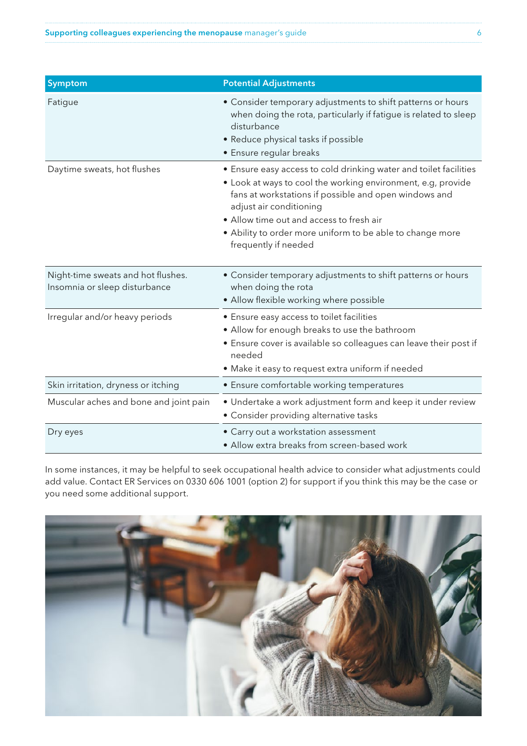| Symptom | Potential Adjustments |
|---|---|
| Fatigue | • Consider temporary adjustments to shift patterns or hours when doing the rota, particularly if fatigue is related to sleep disturbance<br>• Reduce physical tasks if possible<br>• Ensure regular breaks |
| Daytime sweats, hot flushes | • Ensure easy access to cold drinking water and toilet facilities<br>• Look at ways to cool the working environment, e.g, provide fans at workstations if possible and open windows and adjust air conditioning<br>• Allow time out and access to fresh air<br>• Ability to order more uniform to be able to change more frequently if needed |
| Night-time sweats and hot flushes. Insomnia or sleep disturbance | • Consider temporary adjustments to shift patterns or hours when doing the rota<br>• Allow flexible working where possible |
| Irregular and/or heavy periods | • Ensure easy access to toilet facilities<br>• Allow for enough breaks to use the bathroom<br>• Ensure cover is available so colleagues can leave their post if needed<br>• Make it easy to request extra uniform if needed |
| Skin irritation, dryness or itching | • Ensure comfortable working temperatures |
| Muscular aches and bone and joint pain | • Undertake a work adjustment form and keep it under review<br>• Consider providing alternative tasks |
| Dry eyes | • Carry out a workstation assessment<br>• Allow extra breaks from screen-based work |

In some instances, it may be helpful to seek occupational health advice to consider what adjustments could add value. Contact ER Services on 0330 606 1001 (option 2) for support if you think this may be the case or you need some additional support.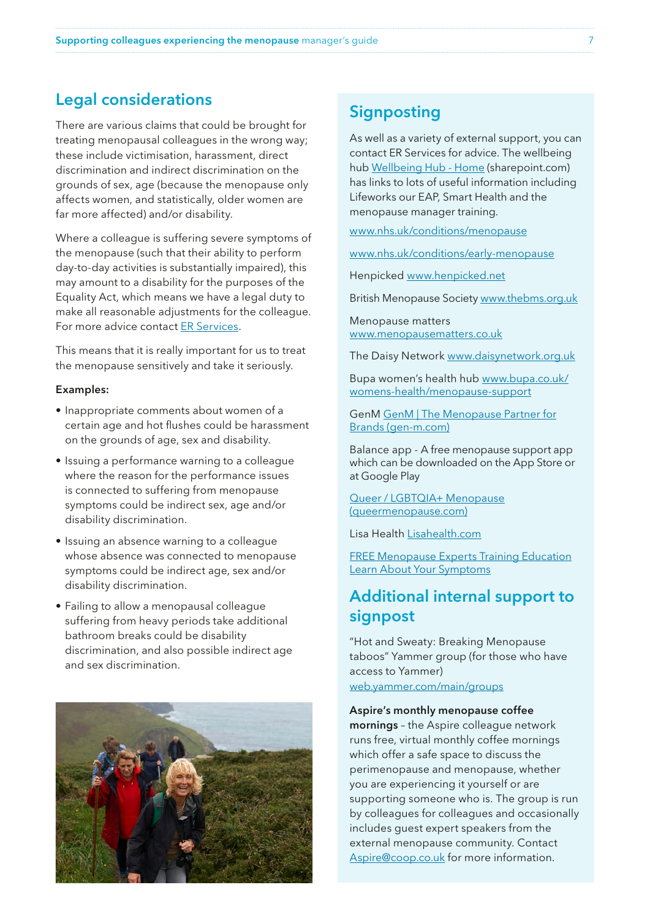## Legal considerations

There are various claims that could be brought for treating menopausal colleagues in the wrong way; these include victimisation, harassment, direct discrimination and indirect discrimination on the grounds of sex, age (because the menopause only affects women, and statistically, older women are far more affected) and/or disability.

Where a colleague is suffering severe symptoms of the menopause (such that their ability to perform day-to-day activities is substantially impaired), this may amount to a disability for the purposes of the Equality Act, which means we have a legal duty to make all reasonable adjustments for the colleague. For more advice contact ER Services.

This means that it is really important for us to treat the menopause sensitively and take it seriously.

**Examples:**

- Inappropriate comments about women of a certain age and hot flushes could be harassment on the grounds of age, sex and disability.
- Issuing a performance warning to a colleague where the reason for the performance issues is connected to suffering from menopause symptoms could be indirect sex, age and/or disability discrimination.
- Issuing an absence warning to a colleague whose absence was connected to menopause symptoms could be indirect age, sex and/or disability discrimination.
- Failing to allow a menopausal colleague suffering from heavy periods take additional bathroom breaks could be disability discrimination, and also possible indirect age and sex discrimination.

## Signposting

As well as a variety of external support, you can contact ER Services for advice. The wellbeing hub Wellbeing Hub - Home (sharepoint.com) has links to lots of useful information including Lifeworks our EAP, Smart Health and the menopause manager training.

www.nhs.uk/conditions/menopause

www.nhs.uk/conditions/early-menopause

Henpicked www.henpicked.net

British Menopause Society www.thebms.org.uk

Menopause matters www.menopausematters.co.uk

The Daisy Network www.daisynetwork.org.uk

Bupa women's health hub www.bupa.co.uk/womens-health/menopause-support

GenM GenM | The Menopause Partner for Brands (gen-m.com)

Balance app - A free menopause support app which can be downloaded on the App Store or at Google Play

Queer / LGBTQIA+ Menopause (queermenopause.com)

Lisa Health Lisahealth.com

FREE Menopause Experts Training Education Learn About Your Symptoms

## Additional internal support to signpost

"Hot and Sweaty: Breaking Menopause taboos" Yammer group (for those who have access to Yammer) web.yammer.com/main/groups

**Aspire's monthly menopause coffee mornings** – the Aspire colleague network runs free, virtual monthly coffee mornings which offer a safe space to discuss the perimenopause and menopause, whether you are experiencing it yourself or are supporting someone who is. The group is run by colleagues for colleagues and occasionally includes guest expert speakers from the external menopause community. Contact Aspire@coop.co.uk for more information.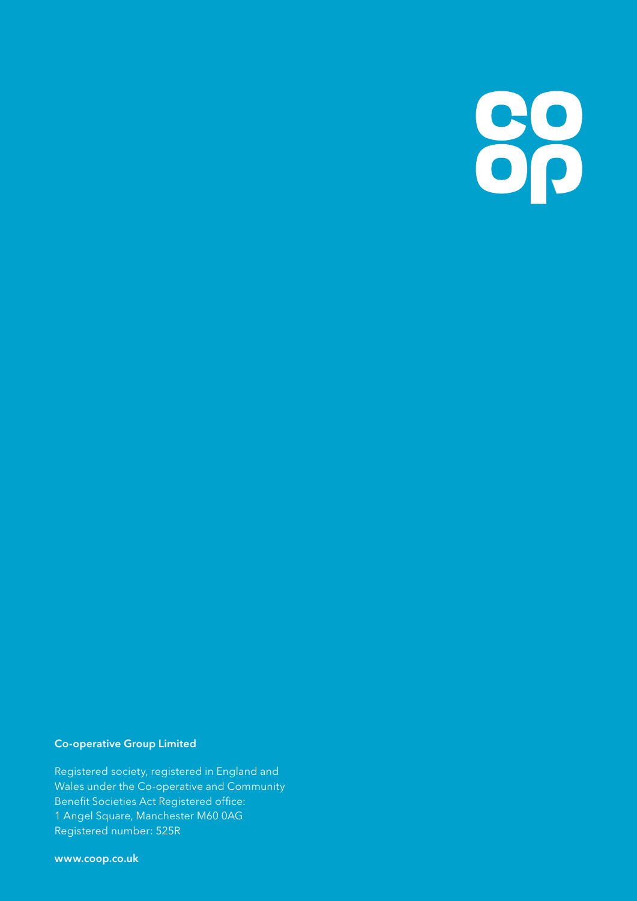**Co-operative Group Limited**

Registered society, registered in England and Wales under the Co-operative and Community Benefit Societies Act Registered office:
1 Angel Square, Manchester M60 0AG
Registered number: 525R

**www.coop.co.uk**